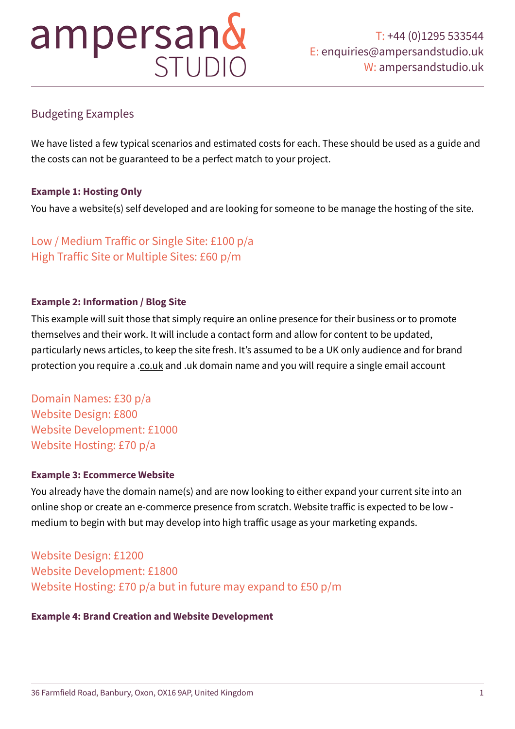# ampersan& STUDIO

T: +44 (0)1295 533544
E: enquiries@ampersandstudio.uk
W: ampersandstudio.uk

## Budgeting Examples

We have listed a few typical scenarios and estimated costs for each. These should be used as a guide and the costs can not be guaranteed to be a perfect match to your project.

**Example 1: Hosting Only**

You have a website(s) self developed and are looking for someone to be manage the hosting of the site.

Low / Medium Traffic or Single Site: £100 p/a
High Traffic Site or Multiple Sites: £60 p/m

**Example 2: Information / Blog Site**

This example will suit those that simply require an online presence for their business or to promote themselves and their work. It will include a contact form and allow for content to be updated, particularly news articles, to keep the site fresh. It's assumed to be a UK only audience and for brand protection you require a .co.uk and .uk domain name and you will require a single email account

Domain Names: £30 p/a
Website Design: £800
Website Development: £1000
Website Hosting: £70 p/a

**Example 3: Ecommerce Website**

You already have the domain name(s) and are now looking to either expand your current site into an online shop or create an e-commerce presence from scratch. Website traffic is expected to be low - medium to begin with but may develop into high traffic usage as your marketing expands.

Website Design: £1200
Website Development: £1800
Website Hosting: £70 p/a but in future may expand to £50 p/m

**Example 4: Brand Creation and Website Development**

36 Farmfield Road, Banbury, Oxon, OX16 9AP, United Kingdom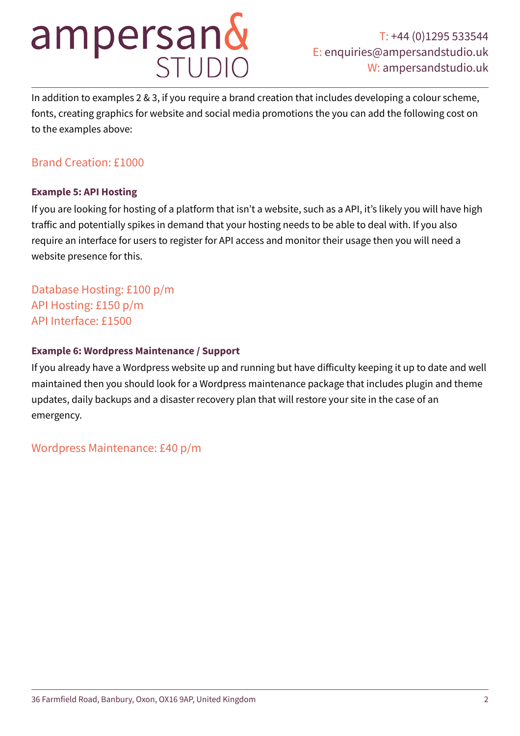In addition to examples 2 & 3, if you require a brand creation that includes developing a colour scheme, fonts, creating graphics for website and social media promotions the you can add the following cost on to the examples above:

Brand Creation: £1000

**Example 5: API Hosting**

If you are looking for hosting of a platform that isn't a website, such as a API, it's likely you will have high traffic and potentially spikes in demand that your hosting needs to be able to deal with. If you also require an interface for users to register for API access and monitor their usage then you will need a website presence for this.

Database Hosting: £100 p/m
API Hosting: £150 p/m
API Interface: £1500

**Example 6: Wordpress Maintenance / Support**

If you already have a Wordpress website up and running but have difficulty keeping it up to date and well maintained then you should look for a Wordpress maintenance package that includes plugin and theme updates, daily backups and a disaster recovery plan that will restore your site in the case of an emergency.

Wordpress Maintenance: £40 p/m